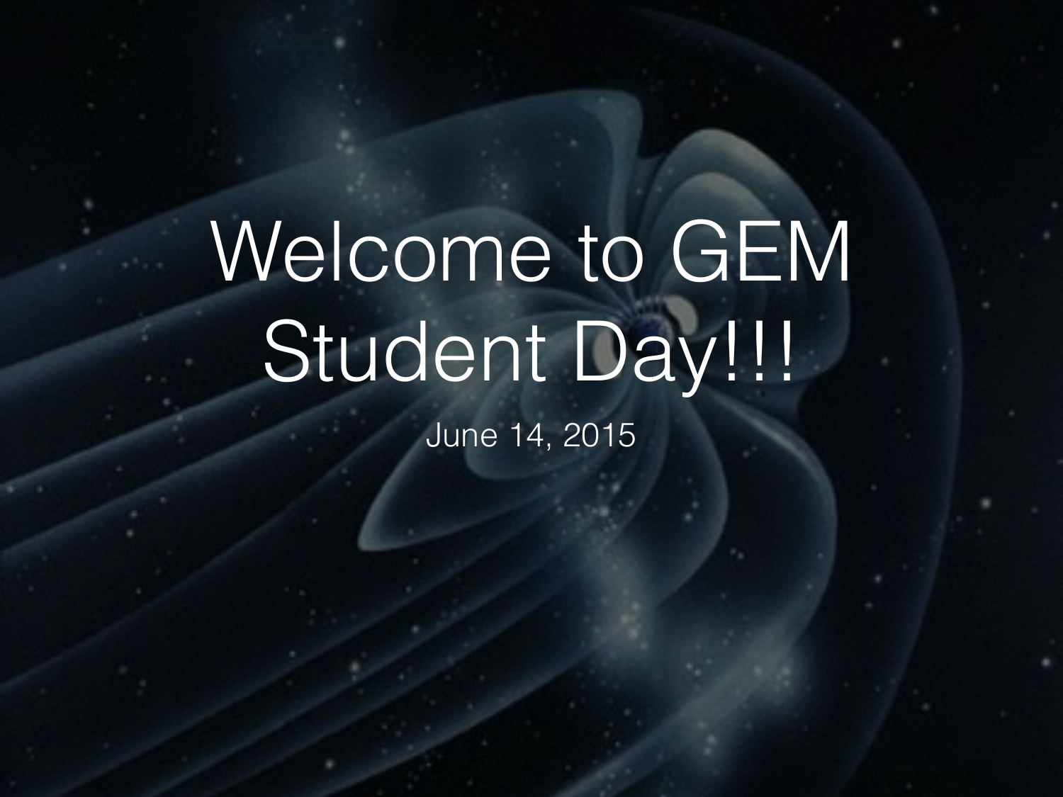# Welcome to GEM Student Day!!!

June 14, 2015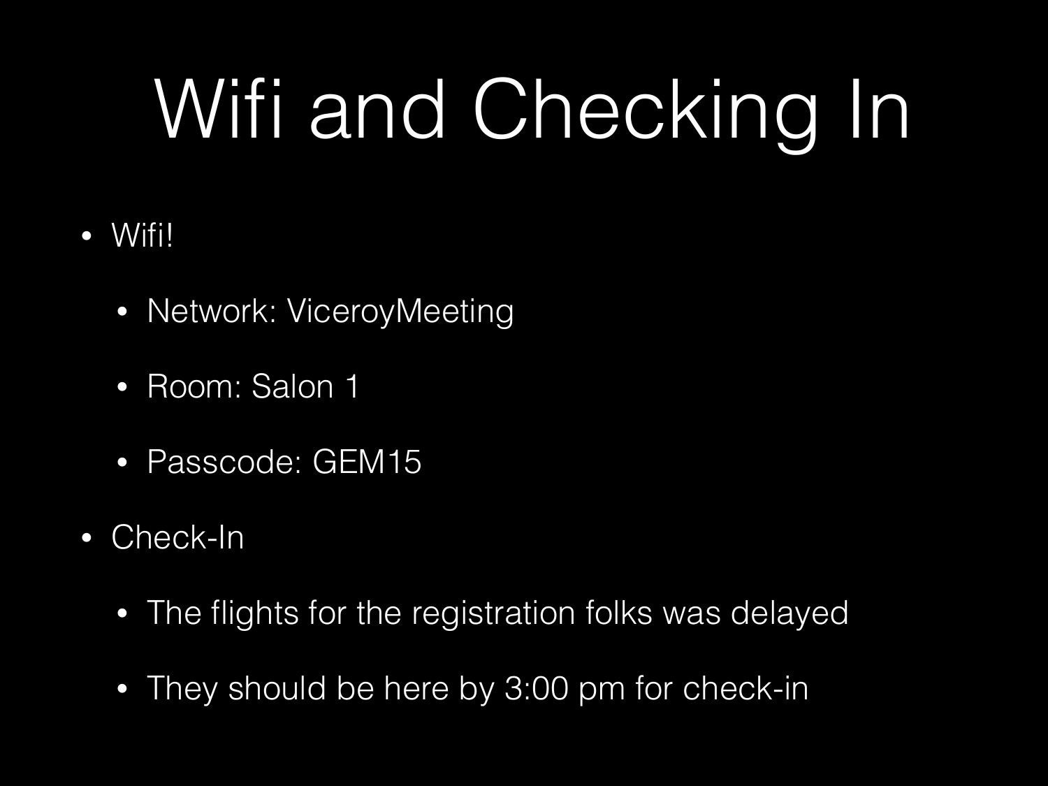# Wifi and Checking In

- Wifi!
  - Network: ViceroyMeeting
  - Room: Salon 1
  - Passcode: GEM15
- Check-In
  - The flights for the registration folks was delayed
  - They should be here by 3:00 pm for check-in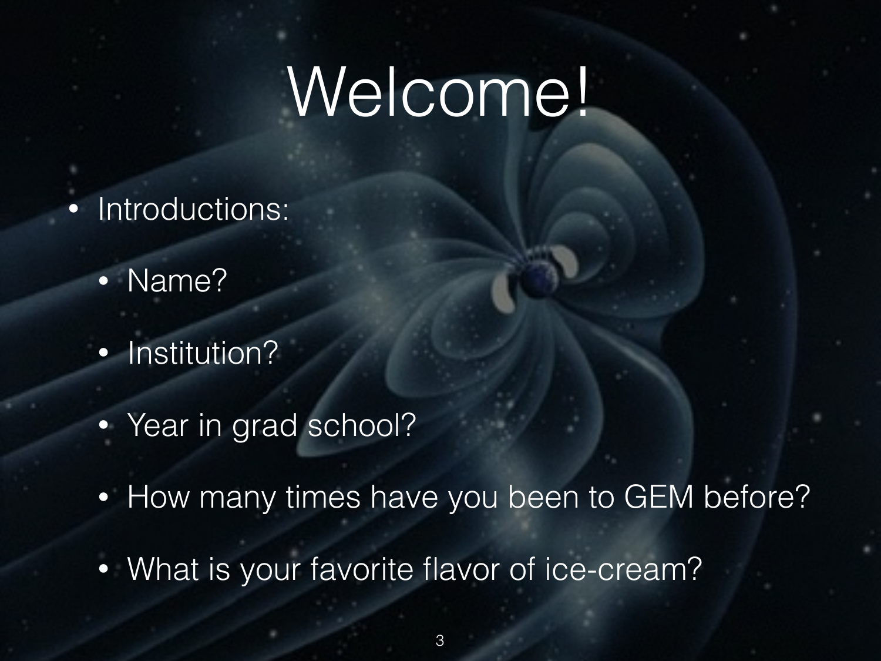# Welcome!

- Introductions:
  - Name?
  - Institution?
  - Year in grad school?
  - How many times have you been to GEM before?
  - What is your favorite flavor of ice-cream?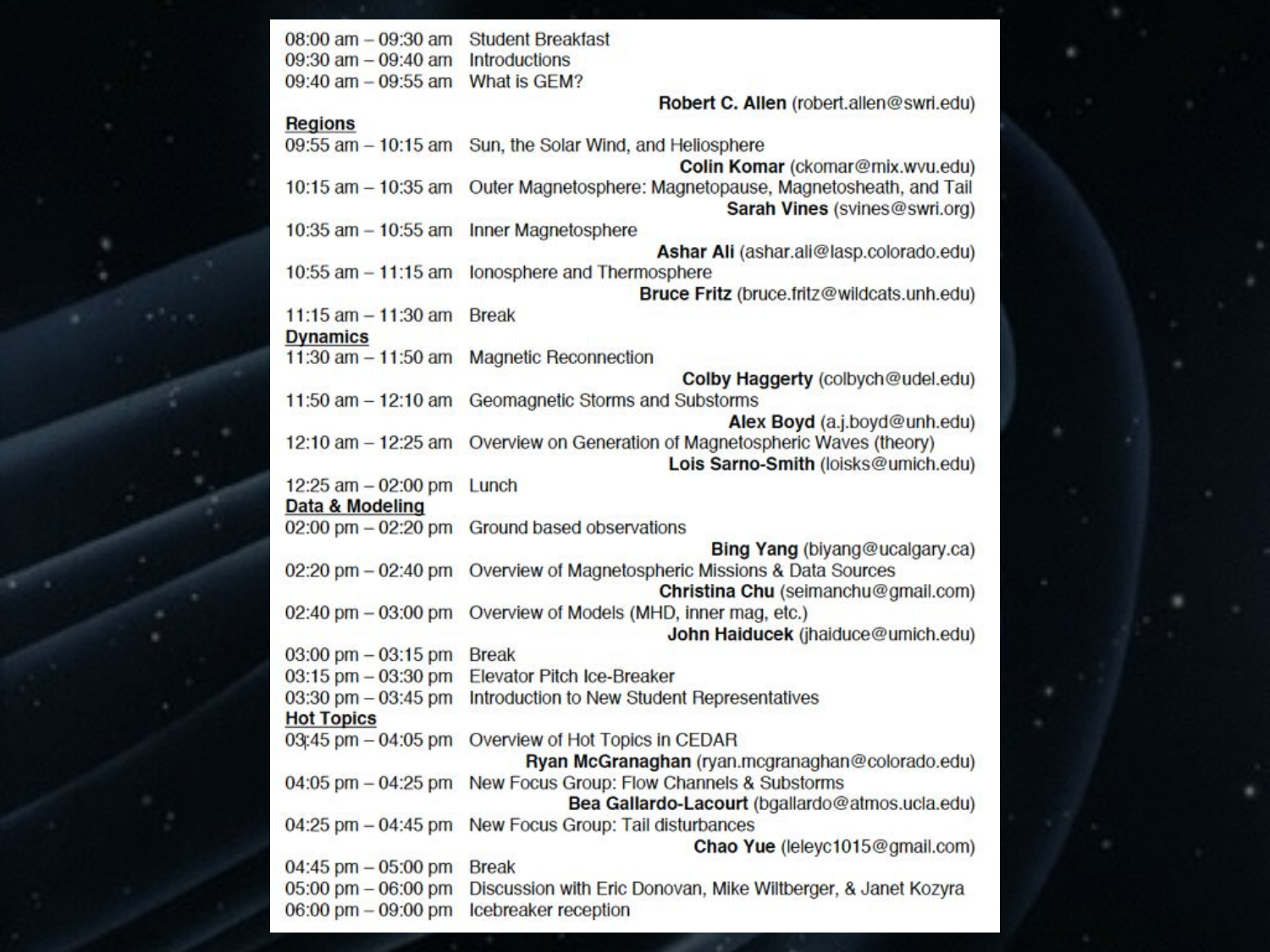| Time | Session |
|---|---|
| 08:00 am – 09:30 am | Student Breakfast |
| 09:30 am – 09:40 am | Introductions |
| 09:40 am – 09:55 am | What is GEM? **Robert C. Allen** (robert.allen@swri.edu) |
| **Regions** | |
| 09:55 am – 10:15 am | Sun, the Solar Wind, and Heliosphere **Colin Komar** (ckomar@mix.wvu.edu) |
| 10:15 am – 10:35 am | Outer Magnetosphere: Magnetopause, Magnetosheath, and Tail **Sarah Vines** (svines@swri.org) |
| 10:35 am – 10:55 am | Inner Magnetosphere **Ashar Ali** (ashar.ali@lasp.colorado.edu) |
| 10:55 am – 11:15 am | Ionosphere and Thermosphere **Bruce Fritz** (bruce.fritz@wildcats.unh.edu) |
| 11:15 am – 11:30 am | Break |
| **Dynamics** | |
| 11:30 am – 11:50 am | Magnetic Reconnection **Colby Haggerty** (colbych@udel.edu) |
| 11:50 am – 12:10 am | Geomagnetic Storms and Substorms **Alex Boyd** (a.j.boyd@unh.edu) |
| 12:10 am – 12:25 am | Overview on Generation of Magnetospheric Waves (theory) **Lois Sarno-Smith** (loisks@umich.edu) |
| 12:25 am – 02:00 pm | Lunch |
| **Data & Modeling** | |
| 02:00 pm – 02:20 pm | Ground based observations **Bing Yang** (biyang@ucalgary.ca) |
| 02:20 pm – 02:40 pm | Overview of Magnetospheric Missions & Data Sources **Christina Chu** (seimanchu@gmail.com) |
| 02:40 pm – 03:00 pm | Overview of Models (MHD, inner mag, etc.) **John Haiducek** (jhaiduce@umich.edu) |
| 03:00 pm – 03:15 pm | Break |
| 03:15 pm – 03:30 pm | Elevator Pitch Ice-Breaker |
| 03:30 pm – 03:45 pm | Introduction to New Student Representatives |
| **Hot Topics** | |
| 03:45 pm – 04:05 pm | Overview of Hot Topics in CEDAR **Ryan McGranaghan** (ryan.mcgranaghan@colorado.edu) |
| 04:05 pm – 04:25 pm | New Focus Group: Flow Channels & Substorms **Bea Gallardo-Lacourt** (bgallardo@atmos.ucla.edu) |
| 04:25 pm – 04:45 pm | New Focus Group: Tail disturbances **Chao Yue** (leleyc1015@gmail.com) |
| 04:45 pm – 05:00 pm | Break |
| 05:00 pm – 06:00 pm | Discussion with Eric Donovan, Mike Wiltberger, & Janet Kozyra |
| 06:00 pm – 09:00 pm | Icebreaker reception |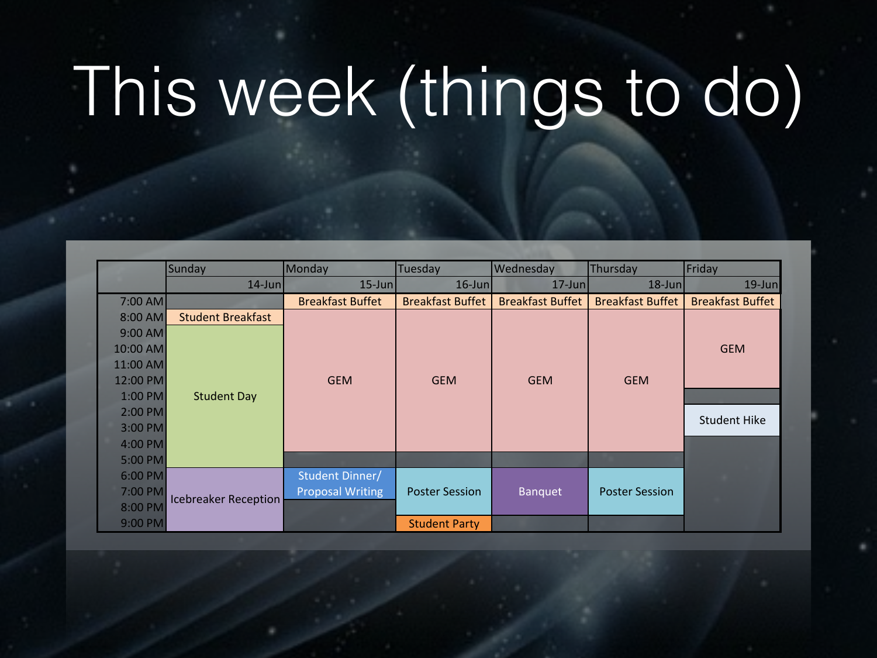# This week (things to do)

| | Sunday 14-Jun | Monday 15-Jun | Tuesday 16-Jun | Wednesday 17-Jun | Thursday 18-Jun | Friday 19-Jun |
|---|---|---|---|---|---|---|
| 7:00 AM | | Breakfast Buffet | Breakfast Buffet | Breakfast Buffet | Breakfast Buffet | Breakfast Buffet |
| 8:00 AM | Student Breakfast | GEM | GEM | GEM | GEM | GEM |
| 9:00 AM | Student Day | GEM | GEM | GEM | GEM | GEM |
| 10:00 AM | Student Day | GEM | GEM | GEM | GEM | GEM |
| 11:00 AM | Student Day | GEM | GEM | GEM | GEM | GEM |
| 12:00 PM | Student Day | GEM | GEM | GEM | GEM | GEM |
| 1:00 PM | Student Day | GEM | GEM | GEM | GEM | |
| 2:00 PM | Student Day | GEM | GEM | GEM | GEM | Student Hike |
| 3:00 PM | Student Day | GEM | GEM | GEM | GEM | Student Hike |
| 4:00 PM | Student Day | GEM | GEM | GEM | GEM | |
| 5:00 PM | Student Day | | | | | |
| 6:00 PM | Icebreaker Reception | Student Dinner/ Proposal Writing | Poster Session | Banquet | Poster Session | |
| 7:00 PM | Icebreaker Reception | Student Dinner/ Proposal Writing | Poster Session | Banquet | Poster Session | |
| 8:00 PM | Icebreaker Reception | | Poster Session | Banquet | Poster Session | |
| 9:00 PM | Icebreaker Reception | | Student Party | | | |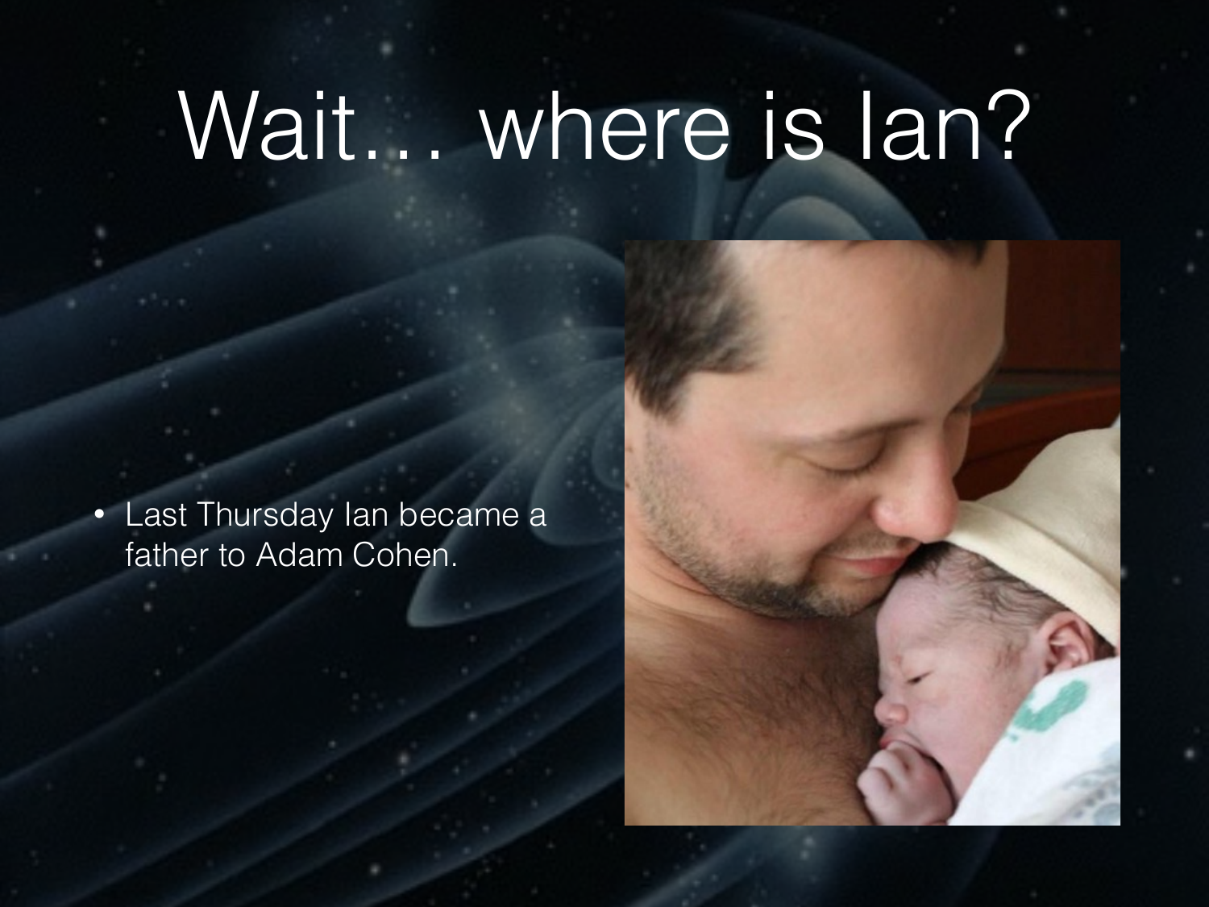# Wait… where is Ian?

- Last Thursday Ian became a father to Adam Cohen.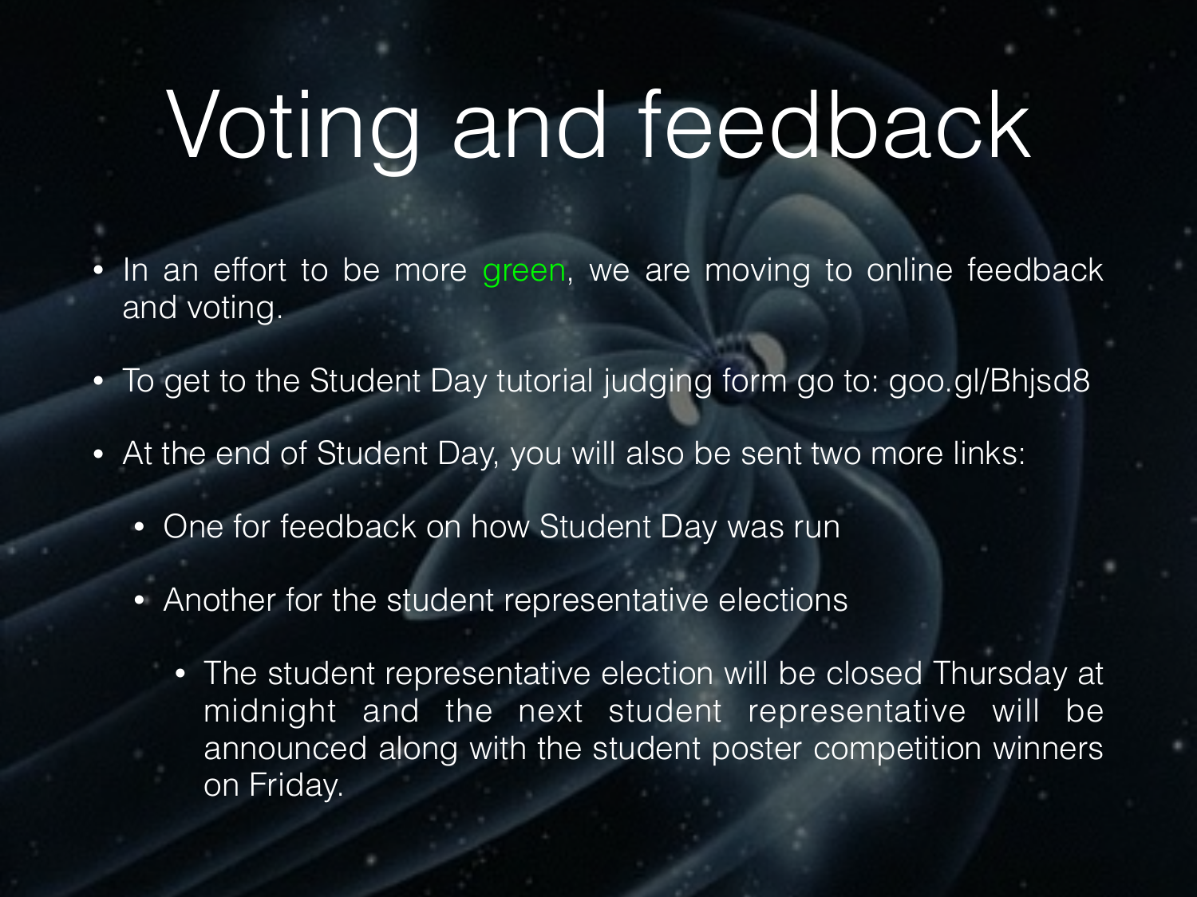# Voting and feedback

- In an effort to be more green, we are moving to online feedback and voting.
- To get to the Student Day tutorial judging form go to: goo.gl/Bhjsd8
- At the end of Student Day, you will also be sent two more links:
  - One for feedback on how Student Day was run
  - Another for the student representative elections
    - The student representative election will be closed Thursday at midnight and the next student representative will be announced along with the student poster competition winners on Friday.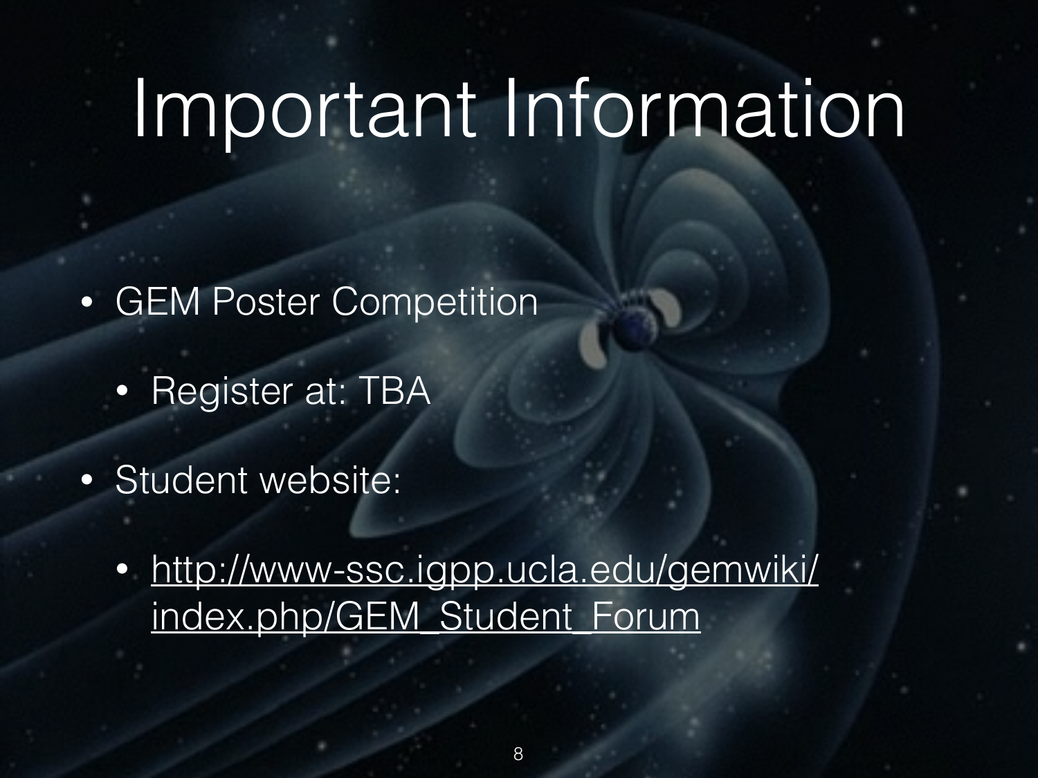# Important Information

- GEM Poster Competition
  - Register at: TBA
- Student website:
  - http://www-ssc.igpp.ucla.edu/gemwiki/index.php/GEM_Student_Forum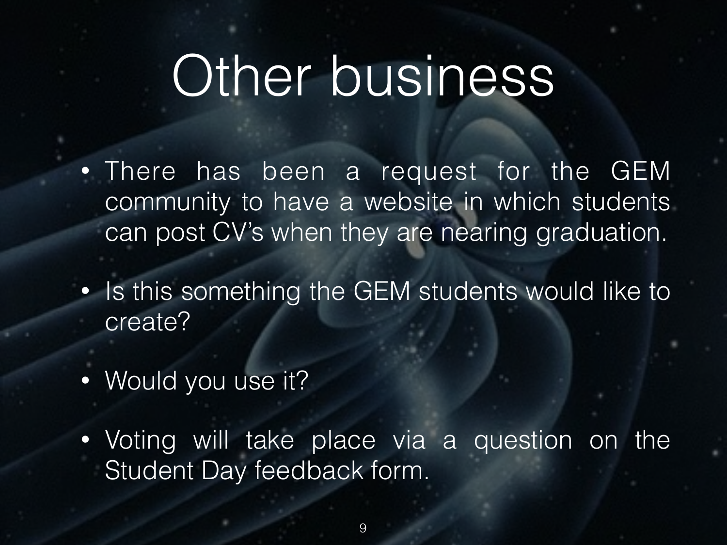# Other business

- There has been a request for the GEM community to have a website in which students can post CV's when they are nearing graduation.
- Is this something the GEM students would like to create?
- Would you use it?
- Voting will take place via a question on the Student Day feedback form.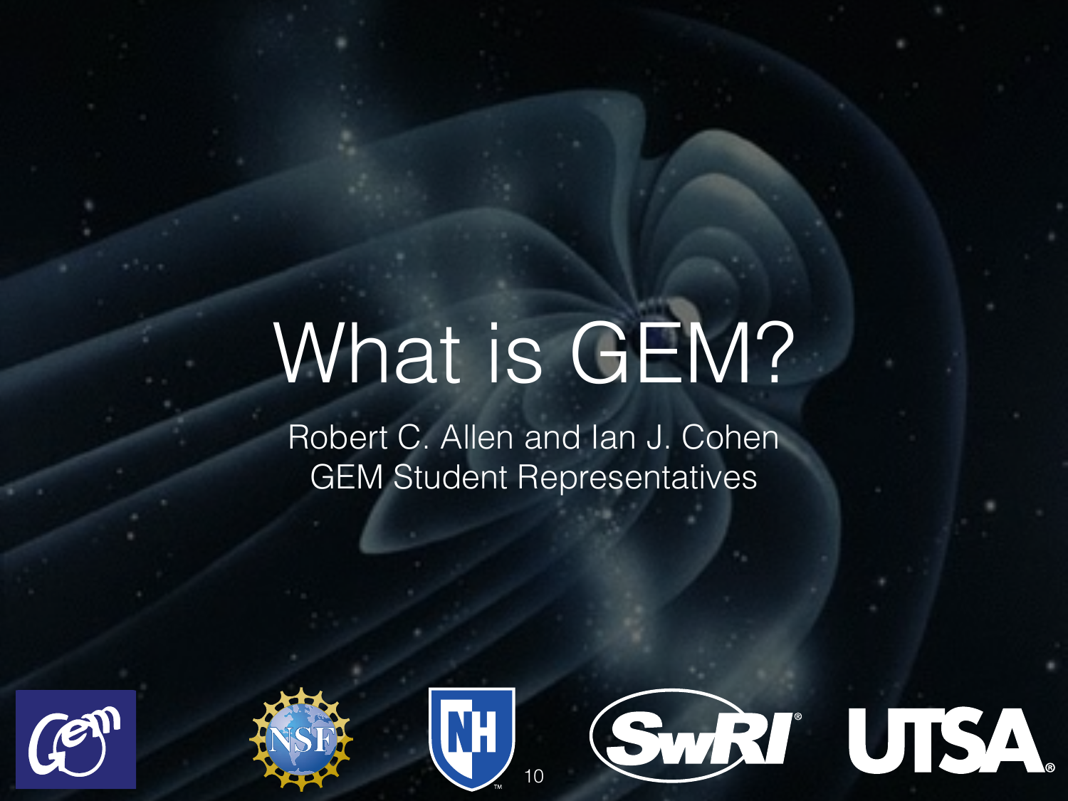# What is GEM?

Robert C. Allen and Ian J. Cohen
GEM Student Representatives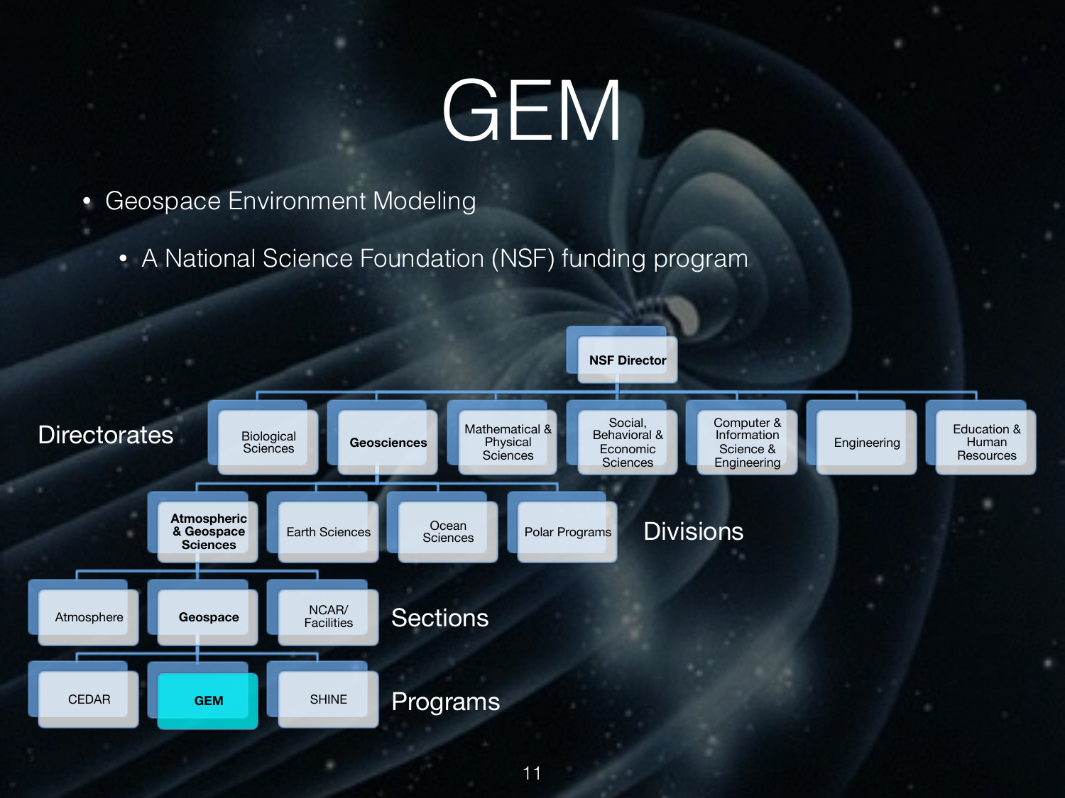# GEM

- Geospace Environment Modeling
  - A National Science Foundation (NSF) funding program

**NSF Director**

Directorates

- Biological Sciences
- **Geosciences**
- Mathematical & Physical Sciences
- Social, Behavioral & Economic Sciences
- Computer & Information Science & Engineering
- Engineering
- Education & Human Resources

Divisions

- **Atmospheric & Geospace Sciences**
- Earth Sciences
- Ocean Sciences
- Polar Programs

Sections

- Atmosphere
- **Geospace**
- NCAR/ Facilities

Programs

- CEDAR
- **GEM**
- SHINE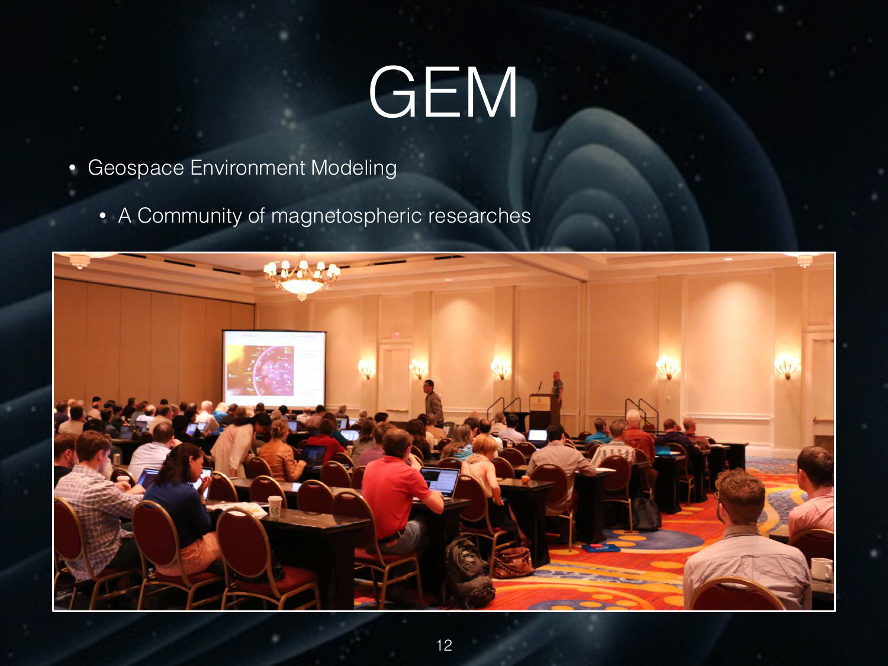# GEM

- Geospace Environment Modeling
  - A Community of magnetospheric researches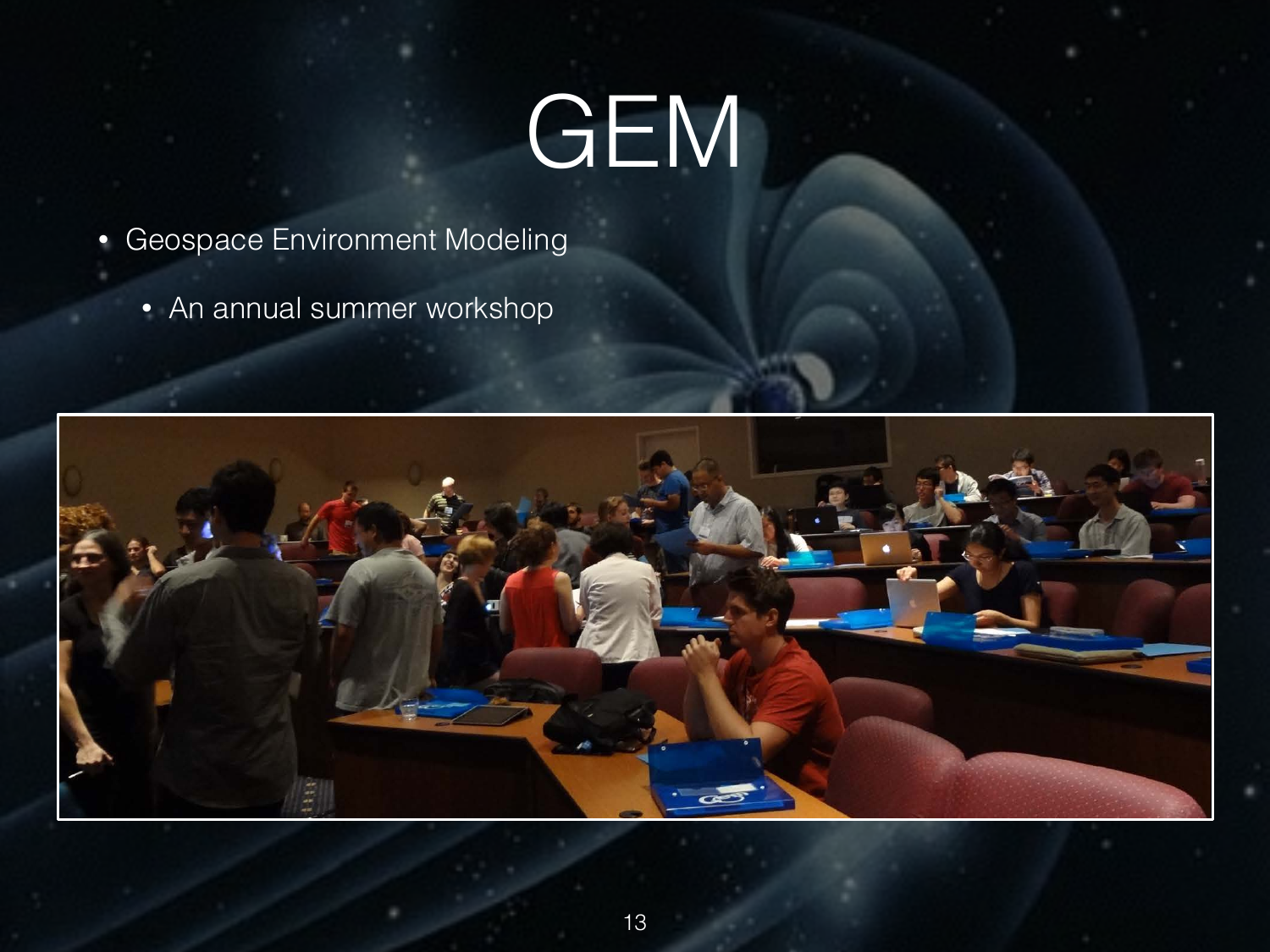# GEM

- Geospace Environment Modeling
  - An annual summer workshop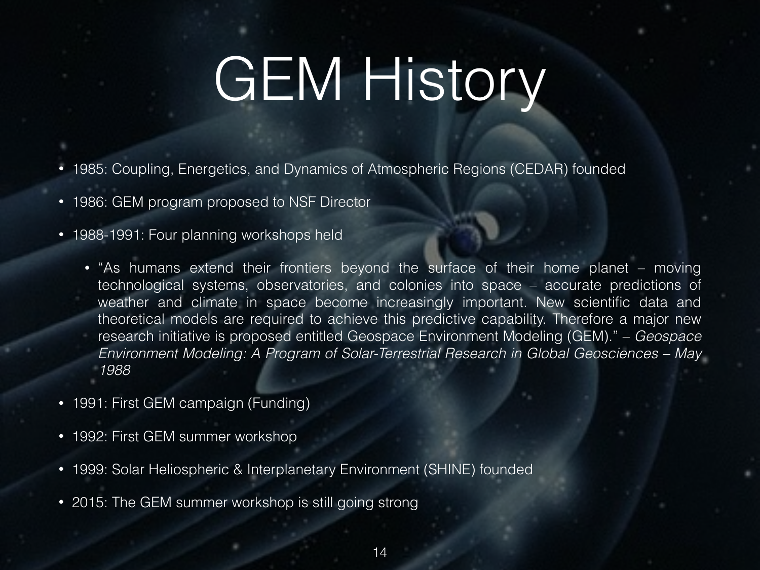# GEM History

- 1985: Coupling, Energetics, and Dynamics of Atmospheric Regions (CEDAR) founded
- 1986: GEM program proposed to NSF Director
- 1988-1991: Four planning workshops held
  - "As humans extend their frontiers beyond the surface of their home planet – moving technological systems, observatories, and colonies into space – accurate predictions of weather and climate in space become increasingly important. New scientific data and theoretical models are required to achieve this predictive capability. Therefore a major new research initiative is proposed entitled Geospace Environment Modeling (GEM)." – *Geospace Environment Modeling: A Program of Solar-Terrestrial Research in Global Geosciences – May 1988*
- 1991: First GEM campaign (Funding)
- 1992: First GEM summer workshop
- 1999: Solar Heliospheric & Interplanetary Environment (SHINE) founded
- 2015: The GEM summer workshop is still going strong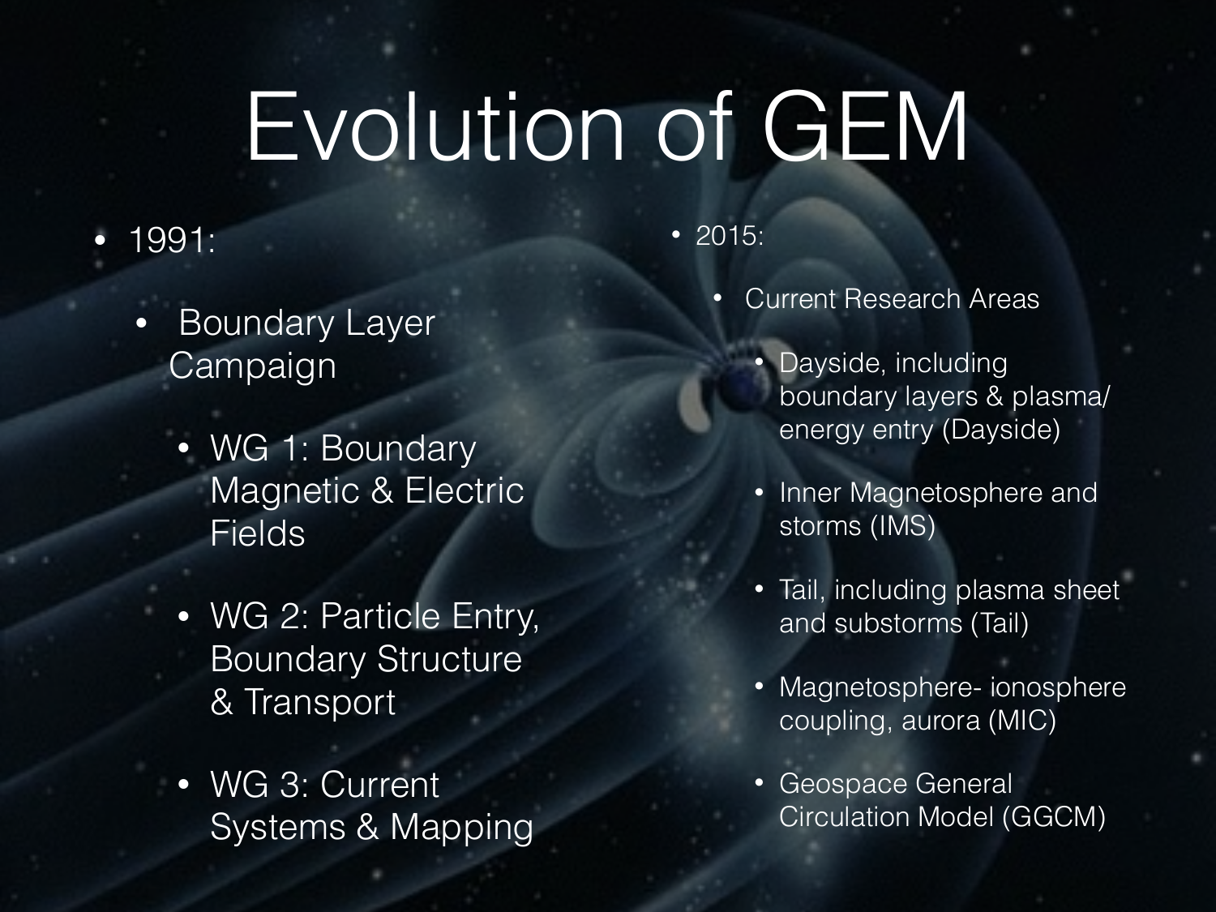# Evolution of GEM

- 1991:
  - Boundary Layer Campaign
    - WG 1: Boundary Magnetic & Electric Fields
    - WG 2: Particle Entry, Boundary Structure & Transport
    - WG 3: Current Systems & Mapping
- 2015:
  - Current Research Areas
    - Dayside, including boundary layers & plasma/ energy entry (Dayside)
    - Inner Magnetosphere and storms (IMS)
    - Tail, including plasma sheet and substorms (Tail)
    - Magnetosphere- ionosphere coupling, aurora (MIC)
    - Geospace General Circulation Model (GGCM)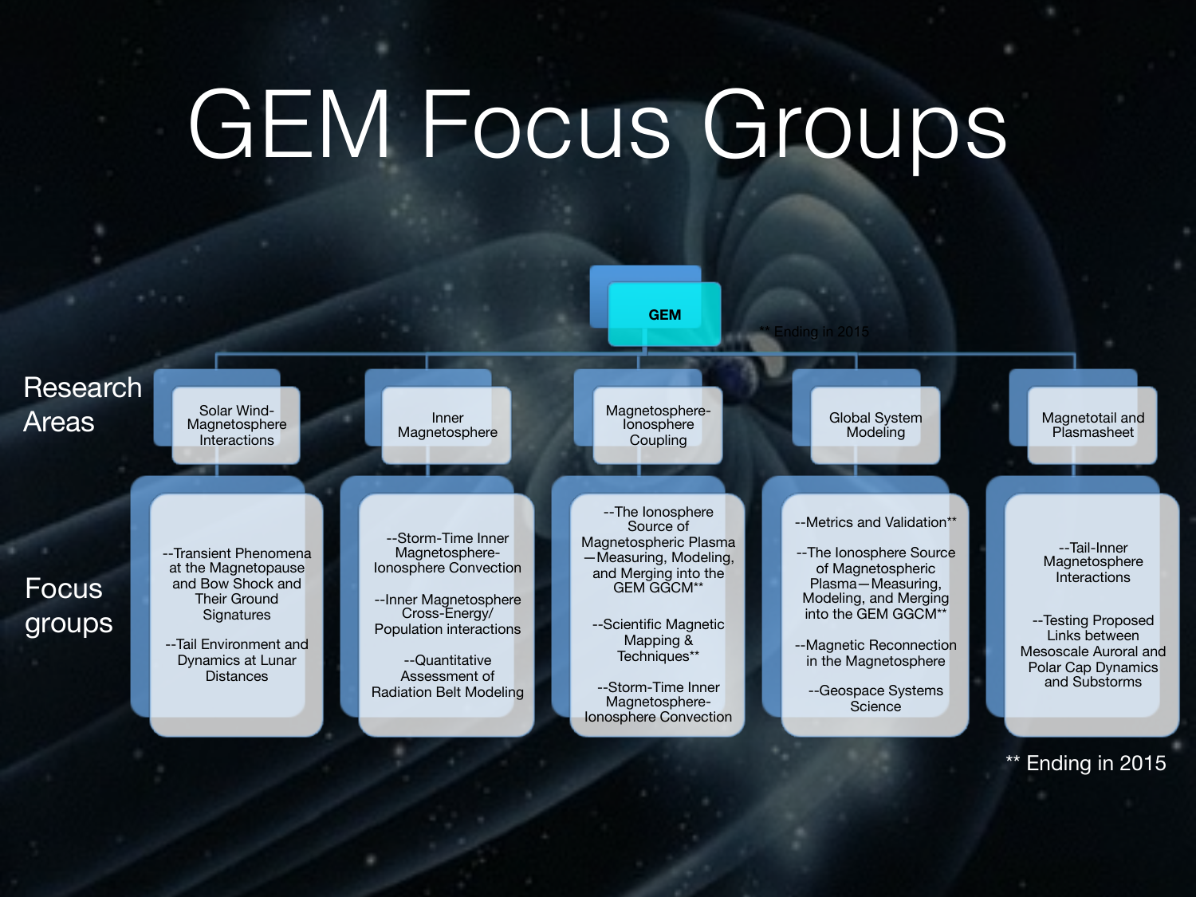# GEM Focus Groups

**GEM**

## Research Areas

### Solar Wind-Magnetosphere Interactions

Focus groups:

- --Transient Phenomena at the Magnetopause and Bow Shock and Their Ground Signatures
- --Tail Environment and Dynamics at Lunar Distances

### Inner Magnetosphere

Focus groups:

- --Storm-Time Inner Magnetosphere-Ionosphere Convection
- --Inner Magnetosphere Cross-Energy/ Population interactions
- --Quantitative Assessment of Radiation Belt Modeling

### Magnetosphere-Ionosphere Coupling

Focus groups:

- --The Ionosphere Source of Magnetospheric Plasma—Measuring, Modeling, and Merging into the GEM GGCM**
- --Scientific Magnetic Mapping & Techniques**
- --Storm-Time Inner Magnetosphere-Ionosphere Convection

### Global System Modeling

Focus groups:

- --Metrics and Validation**
- --The Ionosphere Source of Magnetospheric Plasma—Measuring, Modeling, and Merging into the GEM GGCM**
- --Magnetic Reconnection in the Magnetosphere
- --Geospace Systems Science

### Magnetotail and Plasmasheet

Focus groups:

- --Tail-Inner Magnetosphere Interactions
- --Testing Proposed Links between Mesoscale Auroral and Polar Cap Dynamics and Substorms

** Ending in 2015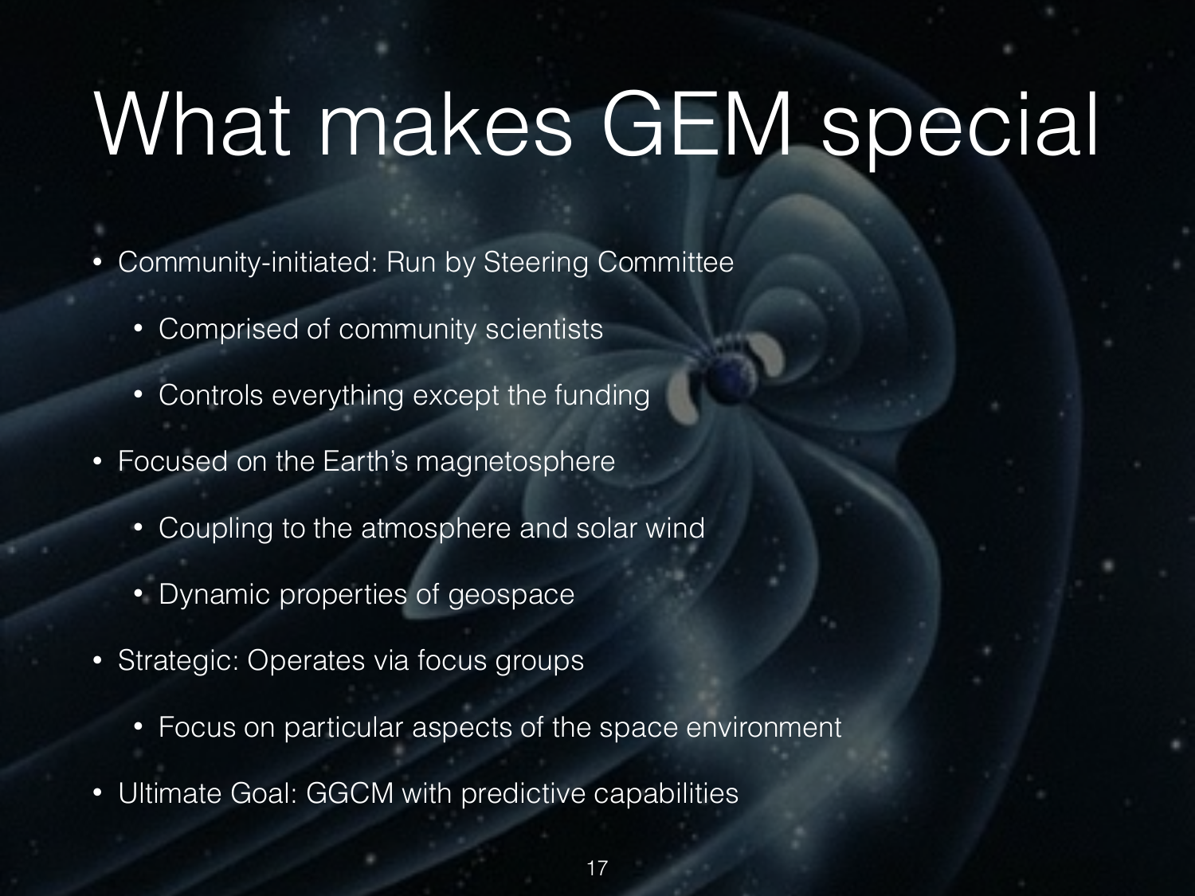# What makes GEM special

- Community-initiated: Run by Steering Committee
  - Comprised of community scientists
  - Controls everything except the funding
- Focused on the Earth's magnetosphere
  - Coupling to the atmosphere and solar wind
  - Dynamic properties of geospace
- Strategic: Operates via focus groups
  - Focus on particular aspects of the space environment
- Ultimate Goal: GGCM with predictive capabilities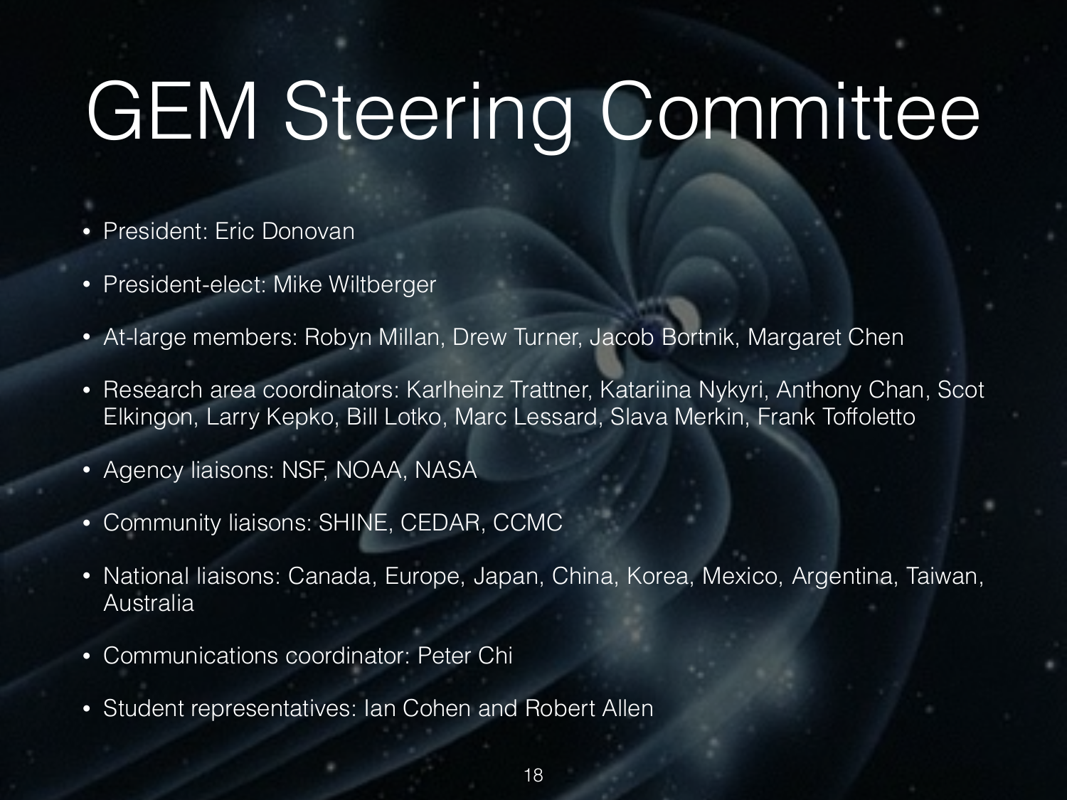# GEM Steering Committee

- President: Eric Donovan
- President-elect: Mike Wiltberger
- At-large members: Robyn Millan, Drew Turner, Jacob Bortnik, Margaret Chen
- Research area coordinators: Karlheinz Trattner, Katariina Nykyri, Anthony Chan, Scot Elkingon, Larry Kepko, Bill Lotko, Marc Lessard, Slava Merkin, Frank Toffoletto
- Agency liaisons: NSF, NOAA, NASA
- Community liaisons: SHINE, CEDAR, CCMC
- National liaisons: Canada, Europe, Japan, China, Korea, Mexico, Argentina, Taiwan, Australia
- Communications coordinator: Peter Chi
- Student representatives: Ian Cohen and Robert Allen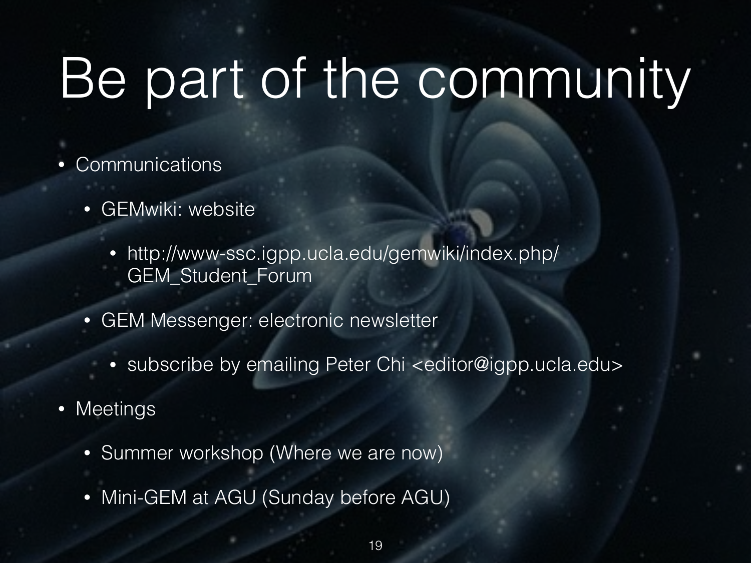# Be part of the community

- Communications
  - GEMwiki: website
    - http://www-ssc.igpp.ucla.edu/gemwiki/index.php/GEM_Student_Forum
  - GEM Messenger: electronic newsletter
    - subscribe by emailing Peter Chi <editor@igpp.ucla.edu>
- Meetings
  - Summer workshop (Where we are now)
  - Mini-GEM at AGU (Sunday before AGU)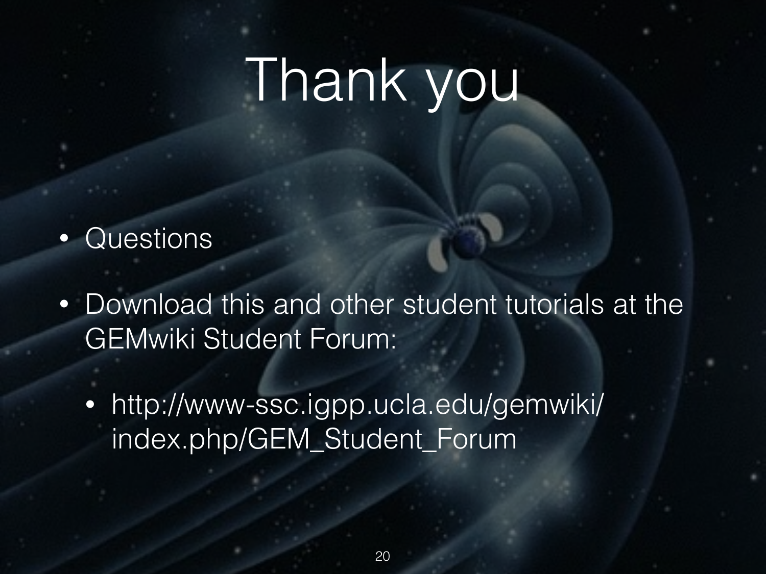# Thank you

- Questions
- Download this and other student tutorials at the GEMwiki Student Forum:
  - http://www-ssc.igpp.ucla.edu/gemwiki/index.php/GEM_Student_Forum